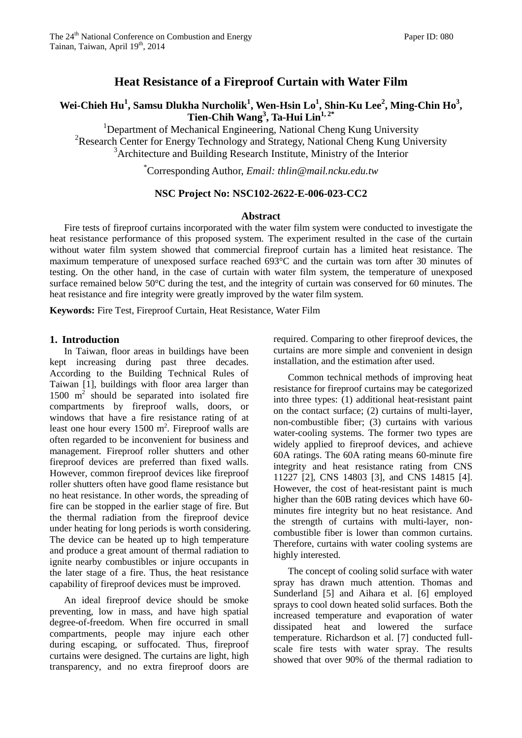# Heat Resistance of a Fireproof Curtain with Water Film

**Wei-Chieh Hu[1], Samsu Dlukha Nurcholik[1], Wen-Hsin Lo[1], Shin-Ku Lee[2], Ming-Chin Ho[3], Tien-Chih Wang[3], Ta-Hui Lin[1, 2*]**

[1]Department of Mechanical Engineering, National Cheng Kung University
[2]Research Center for Energy Technology and Strategy, National Cheng Kung University
[3]Architecture and Building Research Institute, Ministry of the Interior

[*]Corresponding Author, *Email: thlin@mail.ncku.edu.tw*

**NSC Project No: NSC102-2622-E-006-023-CC2**

## Abstract

Fire tests of fireproof curtains incorporated with the water film system were conducted to investigate the heat resistance performance of this proposed system. The experiment resulted in the case of the curtain without water film system showed that commercial fireproof curtain has a limited heat resistance. The maximum temperature of unexposed surface reached 693°C and the curtain was torn after 30 minutes of testing. On the other hand, in the case of curtain with water film system, the temperature of unexposed surface remained below 50°C during the test, and the integrity of curtain was conserved for 60 minutes. The heat resistance and fire integrity were greatly improved by the water film system.

**Keywords:** Fire Test, Fireproof Curtain, Heat Resistance, Water Film

## 1. Introduction

In Taiwan, floor areas in buildings have been kept increasing during past three decades. According to the Building Technical Rules of Taiwan [1], buildings with floor area larger than 1500 $m^2$ should be separated into isolated fire compartments by fireproof walls, doors, or windows that have a fire resistance rating of at least one hour every 1500 $m^2$. Fireproof walls are often regarded to be inconvenient for business and management. Fireproof roller shutters and other fireproof devices are preferred than fixed walls. However, common fireproof devices like fireproof roller shutters often have good flame resistance but no heat resistance. In other words, the spreading of fire can be stopped in the earlier stage of fire. But the thermal radiation from the fireproof device under heating for long periods is worth considering. The device can be heated up to high temperature and produce a great amount of thermal radiation to ignite nearby combustibles or injure occupants in the later stage of a fire. Thus, the heat resistance capability of fireproof devices must be improved.

An ideal fireproof device should be smoke preventing, low in mass, and have high spatial degree-of-freedom. When fire occurred in small compartments, people may injure each other during escaping, or suffocated. Thus, fireproof curtains were designed. The curtains are light, high transparency, and no extra fireproof doors are required. Comparing to other fireproof devices, the curtains are more simple and convenient in design installation, and the estimation after used.

Common technical methods of improving heat resistance for fireproof curtains may be categorized into three types: (1) additional heat-resistant paint on the contact surface; (2) curtains of multi-layer, non-combustible fiber; (3) curtains with various water-cooling systems. The former two types are widely applied to fireproof devices, and achieve 60A ratings. The 60A rating means 60-minute fire integrity and heat resistance rating from CNS 11227 [2], CNS 14803 [3], and CNS 14815 [4]. However, the cost of heat-resistant paint is much higher than the 60B rating devices which have 60-minutes fire integrity but no heat resistance. And the strength of curtains with multi-layer, non-combustible fiber is lower than common curtains. Therefore, curtains with water cooling systems are highly interested.

The concept of cooling solid surface with water spray has drawn much attention. Thomas and Sunderland [5] and Aihara et al. [6] employed sprays to cool down heated solid surfaces. Both the increased temperature and evaporation of water dissipated heat and lowered the surface temperature. Richardson et al. [7] conducted full-scale fire tests with water spray. The results showed that over 90% of the thermal radiation to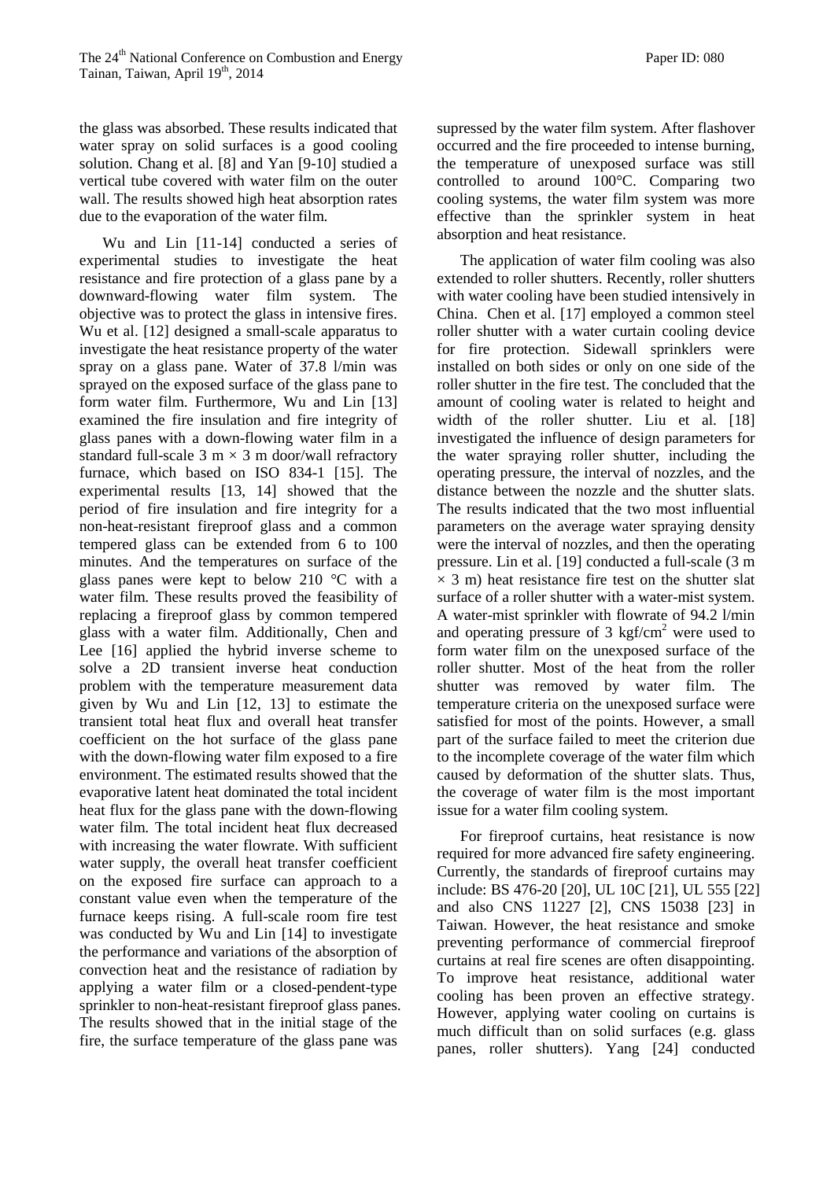the glass was absorbed. These results indicated that water spray on solid surfaces is a good cooling solution. Chang et al. [8] and Yan [9-10] studied a vertical tube covered with water film on the outer wall. The results showed high heat absorption rates due to the evaporation of the water film.

Wu and Lin [11-14] conducted a series of experimental studies to investigate the heat resistance and fire protection of a glass pane by a downward-flowing water film system. The objective was to protect the glass in intensive fires. Wu et al. [12] designed a small-scale apparatus to investigate the heat resistance property of the water spray on a glass pane. Water of 37.8 l/min was sprayed on the exposed surface of the glass pane to form water film. Furthermore, Wu and Lin [13] examined the fire insulation and fire integrity of glass panes with a down-flowing water film in a standard full-scale 3 m × 3 m door/wall refractory furnace, which based on ISO 834-1 [15]. The experimental results [13, 14] showed that the period of fire insulation and fire integrity for a non-heat-resistant fireproof glass and a common tempered glass can be extended from 6 to 100 minutes. And the temperatures on surface of the glass panes were kept to below 210 °C with a water film. These results proved the feasibility of replacing a fireproof glass by common tempered glass with a water film. Additionally, Chen and Lee [16] applied the hybrid inverse scheme to solve a 2D transient inverse heat conduction problem with the temperature measurement data given by Wu and Lin [12, 13] to estimate the transient total heat flux and overall heat transfer coefficient on the hot surface of the glass pane with the down-flowing water film exposed to a fire environment. The estimated results showed that the evaporative latent heat dominated the total incident heat flux for the glass pane with the down-flowing water film. The total incident heat flux decreased with increasing the water flowrate. With sufficient water supply, the overall heat transfer coefficient on the exposed fire surface can approach to a constant value even when the temperature of the furnace keeps rising. A full-scale room fire test was conducted by Wu and Lin [14] to investigate the performance and variations of the absorption of convection heat and the resistance of radiation by applying a water film or a closed-pendent-type sprinkler to non-heat-resistant fireproof glass panes. The results showed that in the initial stage of the fire, the surface temperature of the glass pane was supressed by the water film system. After flashover occurred and the fire proceeded to intense burning, the temperature of unexposed surface was still controlled to around 100°C. Comparing two cooling systems, the water film system was more effective than the sprinkler system in heat absorption and heat resistance.

The application of water film cooling was also extended to roller shutters. Recently, roller shutters with water cooling have been studied intensively in China. Chen et al. [17] employed a common steel roller shutter with a water curtain cooling device for fire protection. Sidewall sprinklers were installed on both sides or only on one side of the roller shutter in the fire test. The concluded that the amount of cooling water is related to height and width of the roller shutter. Liu et al. [18] investigated the influence of design parameters for the water spraying roller shutter, including the operating pressure, the interval of nozzles, and the distance between the nozzle and the shutter slats. The results indicated that the two most influential parameters on the average water spraying density were the interval of nozzles, and then the operating pressure. Lin et al. [19] conducted a full-scale (3 m × 3 m) heat resistance fire test on the shutter slat surface of a roller shutter with a water-mist system. A water-mist sprinkler with flowrate of 94.2 l/min and operating pressure of 3 $kgf/cm^2$ were used to form water film on the unexposed surface of the roller shutter. Most of the heat from the roller shutter was removed by water film. The temperature criteria on the unexposed surface were satisfied for most of the points. However, a small part of the surface failed to meet the criterion due to the incomplete coverage of the water film which caused by deformation of the shutter slats. Thus, the coverage of water film is the most important issue for a water film cooling system.

For fireproof curtains, heat resistance is now required for more advanced fire safety engineering. Currently, the standards of fireproof curtains may include: BS 476-20 [20], UL 10C [21], UL 555 [22] and also CNS 11227 [2], CNS 15038 [23] in Taiwan. However, the heat resistance and smoke preventing performance of commercial fireproof curtains at real fire scenes are often disappointing. To improve heat resistance, additional water cooling has been proven an effective strategy. However, applying water cooling on curtains is much difficult than on solid surfaces (e.g. glass panes, roller shutters). Yang [24] conducted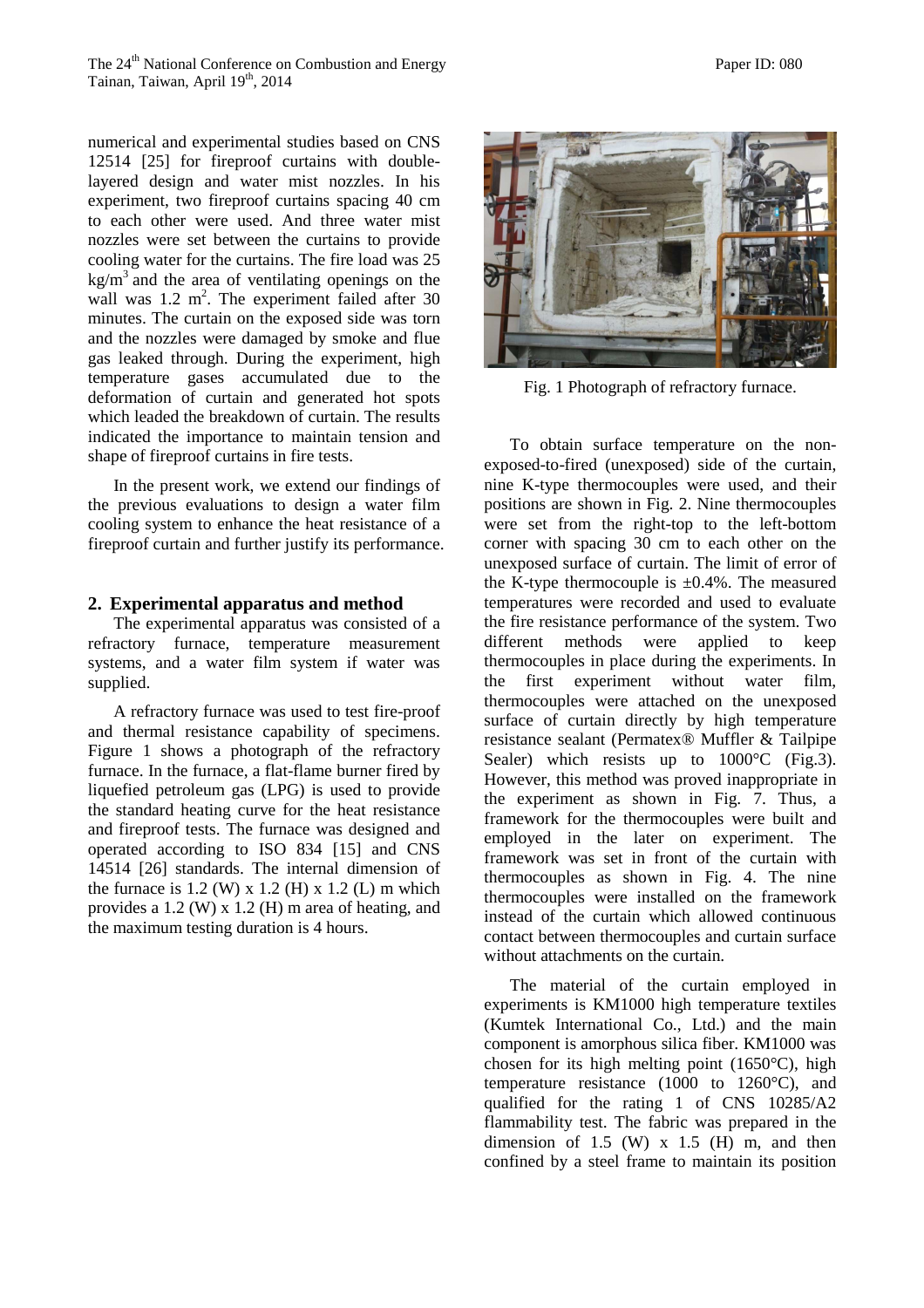numerical and experimental studies based on CNS 12514 [25] for fireproof curtains with double-layered design and water mist nozzles. In his experiment, two fireproof curtains spacing 40 cm to each other were used. And three water mist nozzles were set between the curtains to provide cooling water for the curtains. The fire load was 25 $kg/m^3$ and the area of ventilating openings on the wall was 1.2 $m^2$. The experiment failed after 30 minutes. The curtain on the exposed side was torn and the nozzles were damaged by smoke and flue gas leaked through. During the experiment, high temperature gases accumulated due to the deformation of curtain and generated hot spots which leaded the breakdown of curtain. The results indicated the importance to maintain tension and shape of fireproof curtains in fire tests.

In the present work, we extend our findings of the previous evaluations to design a water film cooling system to enhance the heat resistance of a fireproof curtain and further justify its performance.

## 2. Experimental apparatus and method

The experimental apparatus was consisted of a refractory furnace, temperature measurement systems, and a water film system if water was supplied.

A refractory furnace was used to test fire-proof and thermal resistance capability of specimens. Figure 1 shows a photograph of the refractory furnace. In the furnace, a flat-flame burner fired by liquefied petroleum gas (LPG) is used to provide the standard heating curve for the heat resistance and fireproof tests. The furnace was designed and operated according to ISO 834 [15] and CNS 14514 [26] standards. The internal dimension of the furnace is 1.2 (W) x 1.2 (H) x 1.2 (L) m which provides a 1.2 (W) x 1.2 (H) m area of heating, and the maximum testing duration is 4 hours.

Fig. 1 Photograph of refractory furnace.

To obtain surface temperature on the non-exposed-to-fired (unexposed) side of the curtain, nine K-type thermocouples were used, and their positions are shown in Fig. 2. Nine thermocouples were set from the right-top to the left-bottom corner with spacing 30 cm to each other on the unexposed surface of curtain. The limit of error of the K-type thermocouple is ±0.4%. The measured temperatures were recorded and used to evaluate the fire resistance performance of the system. Two different methods were applied to keep thermocouples in place during the experiments. In the first experiment without water film, thermocouples were attached on the unexposed surface of curtain directly by high temperature resistance sealant (Permatex® Muffler & Tailpipe Sealer) which resists up to 1000°C (Fig.3). However, this method was proved inappropriate in the experiment as shown in Fig. 7. Thus, a framework for the thermocouples were built and employed in the later on experiment. The framework was set in front of the curtain with thermocouples as shown in Fig. 4. The nine thermocouples were installed on the framework instead of the curtain which allowed continuous contact between thermocouples and curtain surface without attachments on the curtain.

The material of the curtain employed in experiments is KM1000 high temperature textiles (Kumtek International Co., Ltd.) and the main component is amorphous silica fiber. KM1000 was chosen for its high melting point (1650°C), high temperature resistance (1000 to 1260°C), and qualified for the rating 1 of CNS 10285/A2 flammability test. The fabric was prepared in the dimension of 1.5 (W) x 1.5 (H) m, and then confined by a steel frame to maintain its position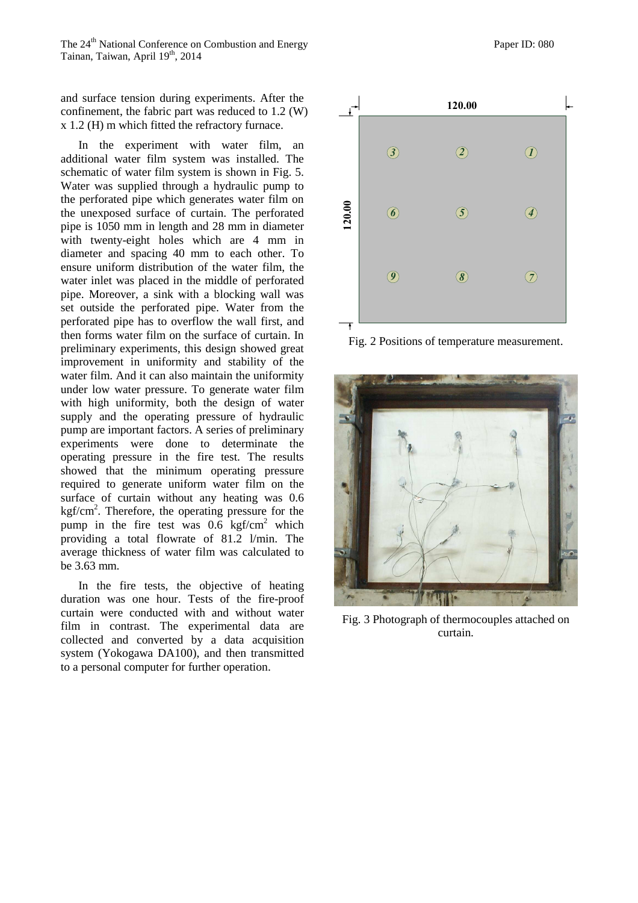and surface tension during experiments. After the confinement, the fabric part was reduced to 1.2 (W) x 1.2 (H) m which fitted the refractory furnace.

In the experiment with water film, an additional water film system was installed. The schematic of water film system is shown in Fig. 5. Water was supplied through a hydraulic pump to the perforated pipe which generates water film on the unexposed surface of curtain. The perforated pipe is 1050 mm in length and 28 mm in diameter with twenty-eight holes which are 4 mm in diameter and spacing 40 mm to each other. To ensure uniform distribution of the water film, the water inlet was placed in the middle of perforated pipe. Moreover, a sink with a blocking wall was set outside the perforated pipe. Water from the perforated pipe has to overflow the wall first, and then forms water film on the surface of curtain. In preliminary experiments, this design showed great improvement in uniformity and stability of the water film. And it can also maintain the uniformity under low water pressure. To generate water film with high uniformity, both the design of water supply and the operating pressure of hydraulic pump are important factors. A series of preliminary experiments were done to determinate the operating pressure in the fire test. The results showed that the minimum operating pressure required to generate uniform water film on the surface of curtain without any heating was 0.6 $kgf/cm^2$. Therefore, the operating pressure for the pump in the fire test was 0.6 $kgf/cm^2$ which providing a total flowrate of 81.2 l/min. The average thickness of water film was calculated to be 3.63 mm.

In the fire tests, the objective of heating duration was one hour. Tests of the fire-proof curtain were conducted with and without water film in contrast. The experimental data are collected and converted by a data acquisition system (Yokogawa DA100), and then transmitted to a personal computer for further operation.

Fig. 2 Positions of temperature measurement.

Fig. 3 Photograph of thermocouples attached on curtain.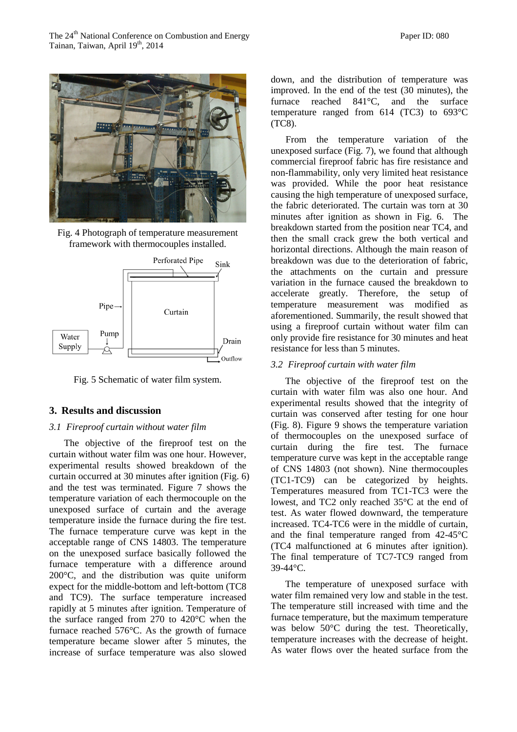Fig. 4 Photograph of temperature measurement framework with thermocouples installed.

Fig. 5 Schematic of water film system.

## 3. Results and discussion

### *3.1 Fireproof curtain without water film*

The objective of the fireproof test on the curtain without water film was one hour. However, experimental results showed breakdown of the curtain occurred at 30 minutes after ignition (Fig. 6) and the test was terminated. Figure 7 shows the temperature variation of each thermocouple on the unexposed surface of curtain and the average temperature inside the furnace during the fire test. The furnace temperature curve was kept in the acceptable range of CNS 14803. The temperature on the unexposed surface basically followed the furnace temperature with a difference around 200°C, and the distribution was quite uniform expect for the middle-bottom and left-bottom (TC8 and TC9). The surface temperature increased rapidly at 5 minutes after ignition. Temperature of the surface ranged from 270 to 420°C when the furnace reached 576°C. As the growth of furnace temperature became slower after 5 minutes, the increase of surface temperature was also slowed down, and the distribution of temperature was improved. In the end of the test (30 minutes), the furnace reached 841°C, and the surface temperature ranged from 614 (TC3) to 693°C (TC8).

From the temperature variation of the unexposed surface (Fig. 7), we found that although commercial fireproof fabric has fire resistance and non-flammability, only very limited heat resistance was provided. While the poor heat resistance causing the high temperature of unexposed surface, the fabric deteriorated. The curtain was torn at 30 minutes after ignition as shown in Fig. 6. The breakdown started from the position near TC4, and then the small crack grew the both vertical and horizontal directions. Although the main reason of breakdown was due to the deterioration of fabric, the attachments on the curtain and pressure variation in the furnace caused the breakdown to accelerate greatly. Therefore, the setup of temperature measurement was modified as aforementioned. Summarily, the result showed that using a fireproof curtain without water film can only provide fire resistance for 30 minutes and heat resistance for less than 5 minutes.

### *3.2 Fireproof curtain with water film*

The objective of the fireproof test on the curtain with water film was also one hour. And experimental results showed that the integrity of curtain was conserved after testing for one hour (Fig. 8). Figure 9 shows the temperature variation of thermocouples on the unexposed surface of curtain during the fire test. The furnace temperature curve was kept in the acceptable range of CNS 14803 (not shown). Nine thermocouples (TC1-TC9) can be categorized by heights. Temperatures measured from TC1-TC3 were the lowest, and TC2 only reached 35°C at the end of test. As water flowed downward, the temperature increased. TC4-TC6 were in the middle of curtain, and the final temperature ranged from 42-45°C (TC4 malfunctioned at 6 minutes after ignition). The final temperature of TC7-TC9 ranged from 39-44°C.

The temperature of unexposed surface with water film remained very low and stable in the test. The temperature still increased with time and the furnace temperature, but the maximum temperature was below 50°C during the test. Theoretically, temperature increases with the decrease of height. As water flows over the heated surface from the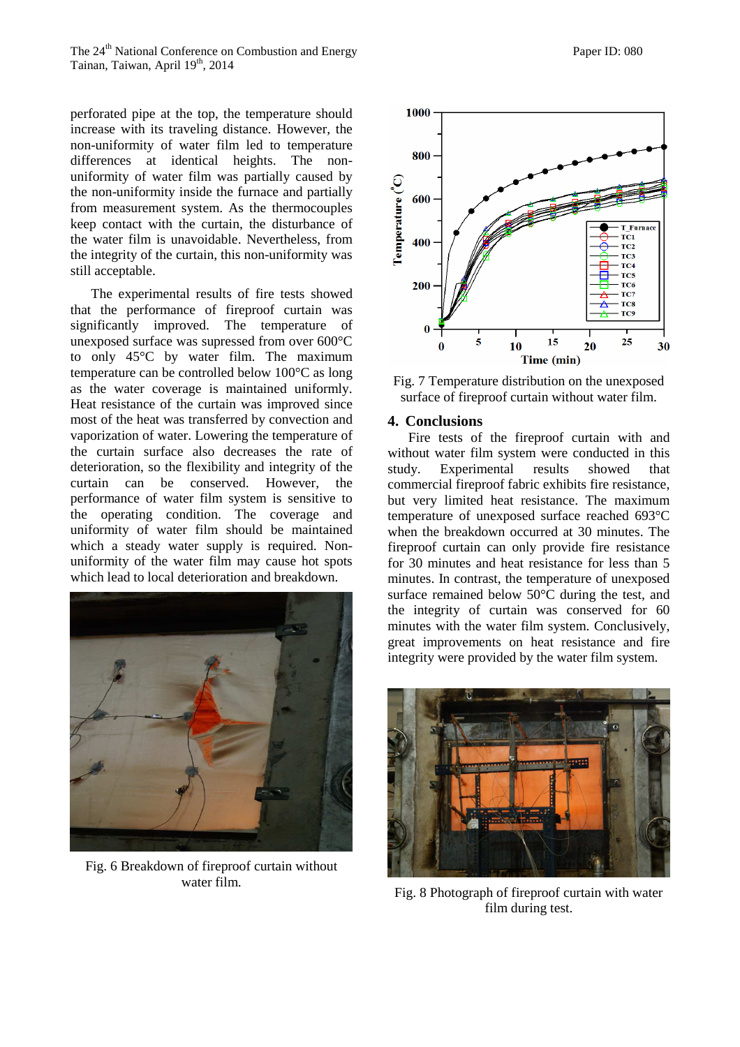perforated pipe at the top, the temperature should increase with its traveling distance. However, the non-uniformity of water film led to temperature differences at identical heights. The non-uniformity of water film was partially caused by the non-uniformity inside the furnace and partially from measurement system. As the thermocouples keep contact with the curtain, the disturbance of the water film is unavoidable. Nevertheless, from the integrity of the curtain, this non-uniformity was still acceptable.

The experimental results of fire tests showed that the performance of fireproof curtain was significantly improved. The temperature of unexposed surface was supressed from over 600°C to only 45°C by water film. The maximum temperature can be controlled below 100°C as long as the water coverage is maintained uniformly. Heat resistance of the curtain was improved since most of the heat was transferred by convection and vaporization of water. Lowering the temperature of the curtain surface also decreases the rate of deterioration, so the flexibility and integrity of the curtain can be conserved. However, the performance of water film system is sensitive to the operating condition. The coverage and uniformity of water film should be maintained which a steady water supply is required. Non-uniformity of the water film may cause hot spots which lead to local deterioration and breakdown.

Fig. 6 Breakdown of fireproof curtain without water film.

Fig. 7 Temperature distribution on the unexposed surface of fireproof curtain without water film.

## 4. Conclusions

Fire tests of the fireproof curtain with and without water film system were conducted in this study. Experimental results showed that commercial fireproof fabric exhibits fire resistance, but very limited heat resistance. The maximum temperature of unexposed surface reached 693°C when the breakdown occurred at 30 minutes. The fireproof curtain can only provide fire resistance for 30 minutes and heat resistance for less than 5 minutes. In contrast, the temperature of unexposed surface remained below 50°C during the test, and the integrity of curtain was conserved for 60 minutes with the water film system. Conclusively, great improvements on heat resistance and fire integrity were provided by the water film system.

Fig. 8 Photograph of fireproof curtain with water film during test.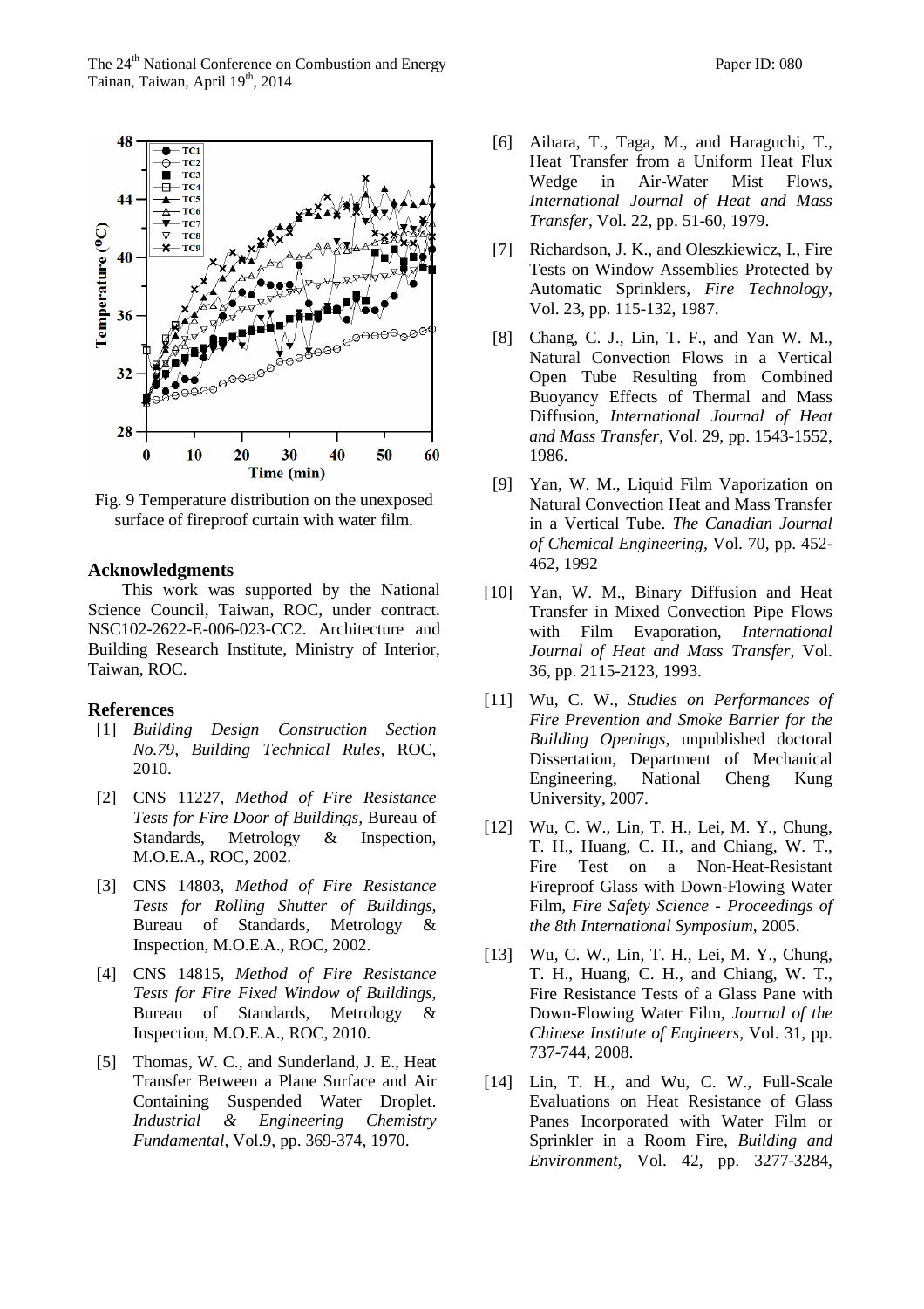Fig. 9 Temperature distribution on the unexposed surface of fireproof curtain with water film.

## Acknowledgments

This work was supported by the National Science Council, Taiwan, ROC, under contract. NSC102-2622-E-006-023-CC2. Architecture and Building Research Institute, Ministry of Interior, Taiwan, ROC.

## References

[1] *Building Design Construction Section No.79, Building Technical Rules,* ROC, 2010.

[2] CNS 11227, *Method of Fire Resistance Tests for Fire Door of Buildings,* Bureau of Standards, Metrology & Inspection, M.O.E.A., ROC, 2002.

[3] CNS 14803, *Method of Fire Resistance Tests for Rolling Shutter of Buildings,* Bureau of Standards, Metrology & Inspection, M.O.E.A., ROC, 2002.

[4] CNS 14815, *Method of Fire Resistance Tests for Fire Fixed Window of Buildings,* Bureau of Standards, Metrology & Inspection, M.O.E.A., ROC, 2010.

[5] Thomas, W. C., and Sunderland, J. E., Heat Transfer Between a Plane Surface and Air Containing Suspended Water Droplet. *Industrial & Engineering Chemistry Fundamental*, Vol.9, pp. 369-374, 1970.

[6] Aihara, T., Taga, M., and Haraguchi, T., Heat Transfer from a Uniform Heat Flux Wedge in Air-Water Mist Flows, *International Journal of Heat and Mass Transfer*, Vol. 22, pp. 51-60, 1979.

[7] Richardson, J. K., and Oleszkiewicz, I., Fire Tests on Window Assemblies Protected by Automatic Sprinklers, *Fire Technology*, Vol. 23, pp. 115-132, 1987.

[8] Chang, C. J., Lin, T. F., and Yan W. M., Natural Convection Flows in a Vertical Open Tube Resulting from Combined Buoyancy Effects of Thermal and Mass Diffusion, *International Journal of Heat and Mass Transfer*, Vol. 29, pp. 1543-1552, 1986.

[9] Yan, W. M., Liquid Film Vaporization on Natural Convection Heat and Mass Transfer in a Vertical Tube. *The Canadian Journal of Chemical Engineering*, Vol. 70, pp. 452-462, 1992

[10] Yan, W. M., Binary Diffusion and Heat Transfer in Mixed Convection Pipe Flows with Film Evaporation, *International Journal of Heat and Mass Transfer*, Vol. 36, pp. 2115-2123, 1993.

[11] Wu, C. W., *Studies on Performances of Fire Prevention and Smoke Barrier for the Building Openings*, unpublished doctoral Dissertation, Department of Mechanical Engineering, National Cheng Kung University, 2007.

[12] Wu, C. W., Lin, T. H., Lei, M. Y., Chung, T. H., Huang, C. H., and Chiang, W. T., Fire Test on a Non-Heat-Resistant Fireproof Glass with Down-Flowing Water Film, *Fire Safety Science - Proceedings of the 8th International Symposium*, 2005.

[13] Wu, C. W., Lin, T. H., Lei, M. Y., Chung, T. H., Huang, C. H., and Chiang, W. T., Fire Resistance Tests of a Glass Pane with Down-Flowing Water Film, *Journal of the Chinese Institute of Engineers*, Vol. 31, pp. 737-744, 2008.

[14] Lin, T. H., and Wu, C. W., Full-Scale Evaluations on Heat Resistance of Glass Panes Incorporated with Water Film or Sprinkler in a Room Fire, *Building and Environment*, Vol. 42, pp. 3277-3284,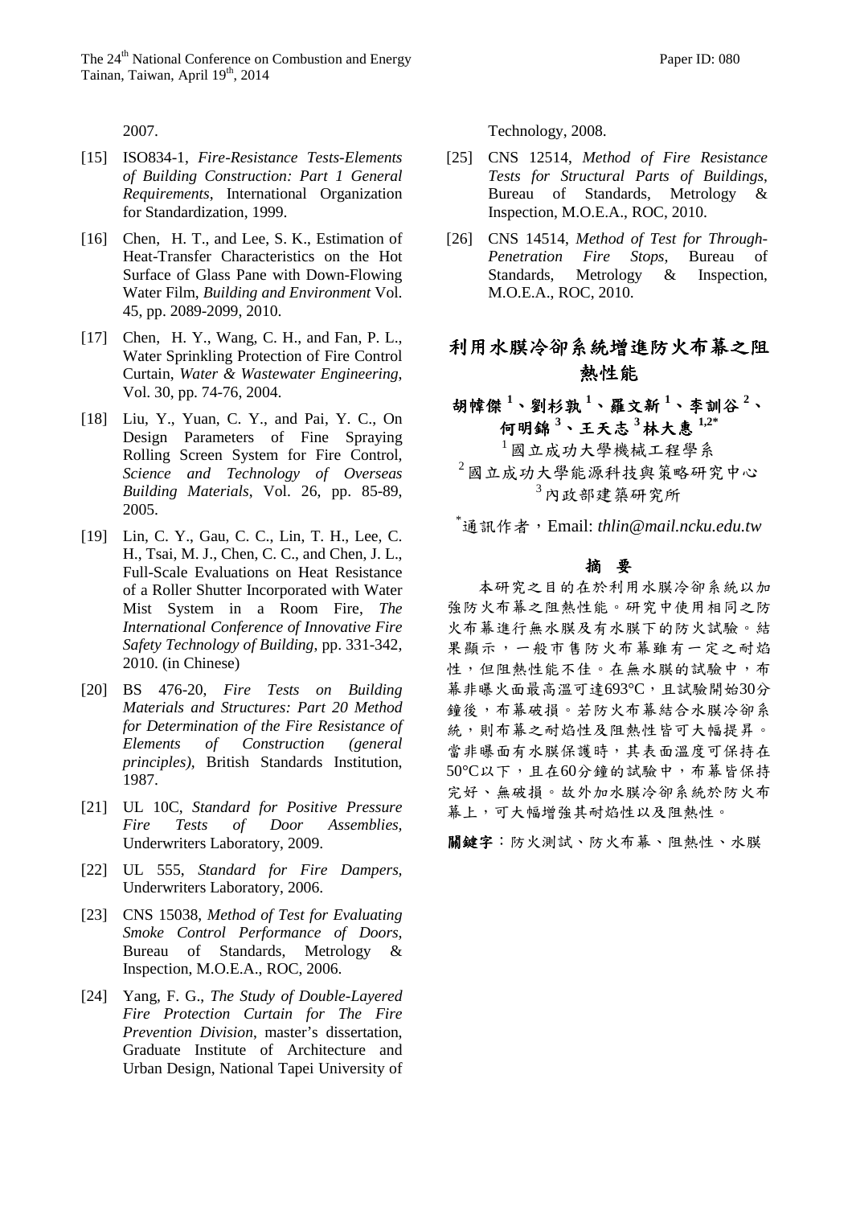2007.

[15] ISO834-1, *Fire-Resistance Tests-Elements of Building Construction: Part 1 General Requirements*, International Organization for Standardization, 1999.

[16] Chen, H. T., and Lee, S. K., Estimation of Heat-Transfer Characteristics on the Hot Surface of Glass Pane with Down-Flowing Water Film, *Building and Environment* Vol. 45, pp. 2089-2099, 2010.

[17] Chen, H. Y., Wang, C. H., and Fan, P. L., Water Sprinkling Protection of Fire Control Curtain, *Water & Wastewater Engineering*, Vol. 30, pp. 74-76, 2004.

[18] Liu, Y., Yuan, C. Y., and Pai, Y. C., On Design Parameters of Fine Spraying Rolling Screen System for Fire Control, *Science and Technology of Overseas Building Materials*, Vol. 26, pp. 85-89, 2005.

[19] Lin, C. Y., Gau, C. C., Lin, T. H., Lee, C. H., Tsai, M. J., Chen, C. C., and Chen, J. L., Full-Scale Evaluations on Heat Resistance of a Roller Shutter Incorporated with Water Mist System in a Room Fire, *The International Conference of Innovative Fire Safety Technology of Building*, pp. 331-342, 2010. (in Chinese)

[20] BS 476-20, *Fire Tests on Building Materials and Structures: Part 20 Method for Determination of the Fire Resistance of Elements of Construction (general principles)*, British Standards Institution, 1987.

[21] UL 10C, *Standard for Positive Pressure Fire Tests of Door Assemblies,* Underwriters Laboratory, 2009.

[22] UL 555, *Standard for Fire Dampers,* Underwriters Laboratory, 2006.

[23] CNS 15038, *Method of Test for Evaluating Smoke Control Performance of Doors,* Bureau of Standards, Metrology & Inspection, M.O.E.A., ROC, 2006.

[24] Yang, F. G., *The Study of Double-Layered Fire Protection Curtain for The Fire Prevention Division*, master's dissertation, Graduate Institute of Architecture and Urban Design, National Tapei University of Technology, 2008.

[25] CNS 12514, *Method of Fire Resistance Tests for Structural Parts of Buildings*, Bureau of Standards, Metrology & Inspection, M.O.E.A., ROC, 2010.

[26] CNS 14514, *Method of Test for Through-Penetration Fire Stops*, Bureau of Standards, Metrology & Inspection, M.O.E.A., ROC, 2010.

# 利用水膜冷卻系統增進防火布幕之阻熱性能

**胡幃傑[1]、劉杉孰[1]、羅文新[1]、李訓谷[2]、何明錦[3]、王天志[3]林大惠[1,2*]**

[1]國立成功大學機械工程學系

[2]國立成功大學能源科技與策略研究中心

[3]內政部建築研究所

[*]通訊作者，Email: *thlin@mail.ncku.edu.tw*

## 摘 要

本研究之目的在於利用水膜冷卻系統以加強防火布幕之阻熱性能。研究中使用相同之防火布幕進行無水膜及有水膜下的防火試驗。結果顯示，一般市售防火布幕雖有一定之耐焰性，但阻熱性能不佳。在無水膜的試驗中，布幕非曝火面最高溫可達693°C，且試驗開始30分鐘後，布幕破損。若防火布幕結合水膜冷卻系統，則布幕之耐焰性及阻熱性皆可大幅提昇。當非曝面有水膜保護時，其表面溫度可保持在50°C以下，且在60分鐘的試驗中，布幕皆保持完好、無破損。故外加水膜冷卻系統於防火布幕上，可大幅增強其耐焰性以及阻熱性。

**關鍵字**：防火測試、防火布幕、阻熱性、水膜